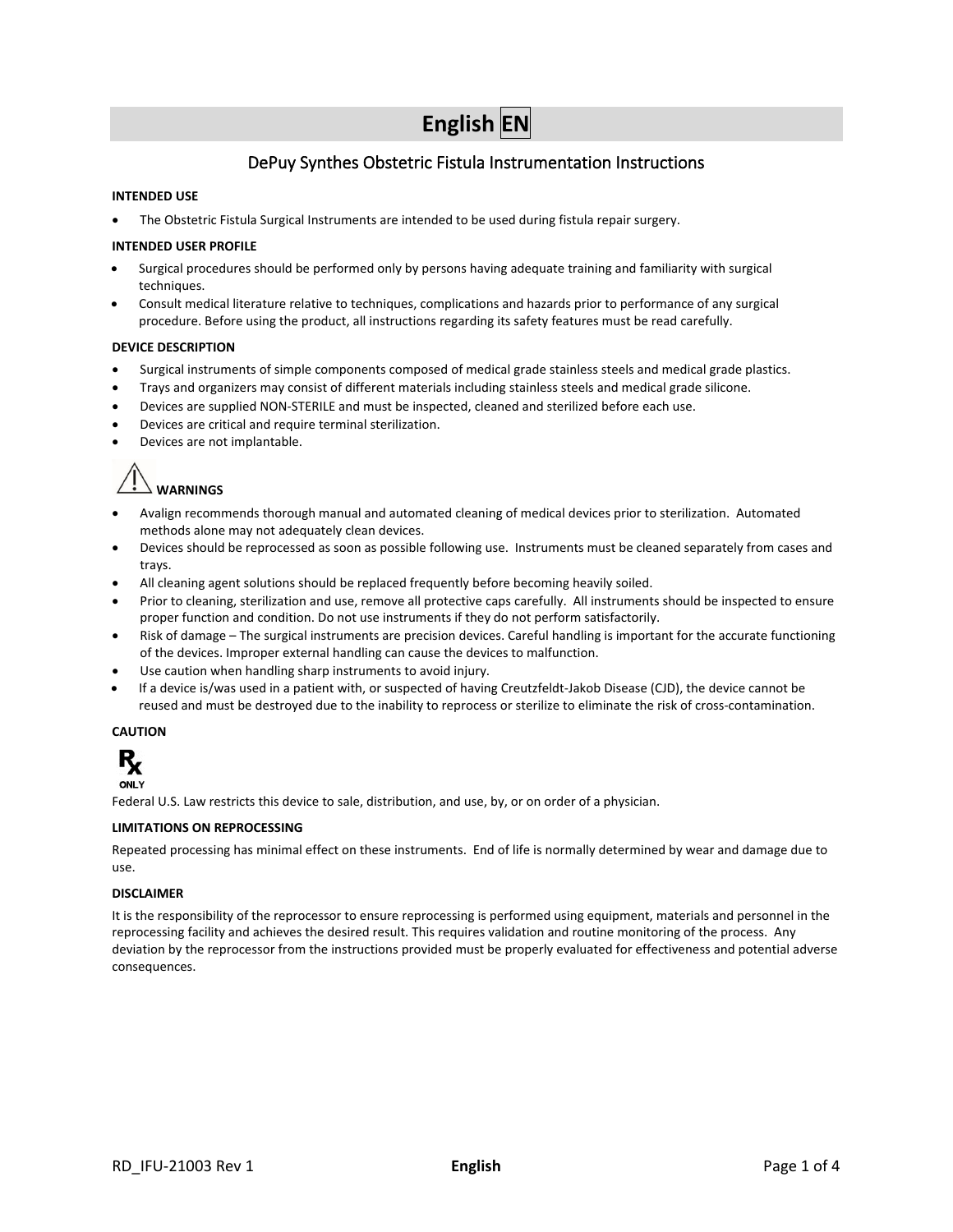# English EN

## DePuy Synthes Obstetric Fistula Instrumentation Instructions

**INTENDED USE**

- The Obstetric Fistula Surgical Instruments are intended to be used during fistula repair surgery.

**INTENDED USER PROFILE**

- Surgical procedures should be performed only by persons having adequate training and familiarity with surgical techniques.
- Consult medical literature relative to techniques, complications and hazards prior to performance of any surgical procedure. Before using the product, all instructions regarding its safety features must be read carefully.

**DEVICE DESCRIPTION**

- Surgical instruments of simple components composed of medical grade stainless steels and medical grade plastics.
- Trays and organizers may consist of different materials including stainless steels and medical grade silicone.
- Devices are supplied NON-STERILE and must be inspected, cleaned and sterilized before each use.
- Devices are critical and require terminal sterilization.
- Devices are not implantable.

**WARNINGS**

- Avalign recommends thorough manual and automated cleaning of medical devices prior to sterilization. Automated methods alone may not adequately clean devices.
- Devices should be reprocessed as soon as possible following use. Instruments must be cleaned separately from cases and trays.
- All cleaning agent solutions should be replaced frequently before becoming heavily soiled.
- Prior to cleaning, sterilization and use, remove all protective caps carefully. All instruments should be inspected to ensure proper function and condition. Do not use instruments if they do not perform satisfactorily.
- Risk of damage – The surgical instruments are precision devices. Careful handling is important for the accurate functioning of the devices. Improper external handling can cause the devices to malfunction.
- Use caution when handling sharp instruments to avoid injury.
- If a device is/was used in a patient with, or suspected of having Creutzfeldt-Jakob Disease (CJD), the device cannot be reused and must be destroyed due to the inability to reprocess or sterilize to eliminate the risk of cross-contamination.

**CAUTION**

Rx ONLY

Federal U.S. Law restricts this device to sale, distribution, and use, by, or on order of a physician.

**LIMITATIONS ON REPROCESSING**

Repeated processing has minimal effect on these instruments. End of life is normally determined by wear and damage due to use.

**DISCLAIMER**

It is the responsibility of the reprocessor to ensure reprocessing is performed using equipment, materials and personnel in the reprocessing facility and achieves the desired result. This requires validation and routine monitoring of the process. Any deviation by the reprocessor from the instructions provided must be properly evaluated for effectiveness and potential adverse consequences.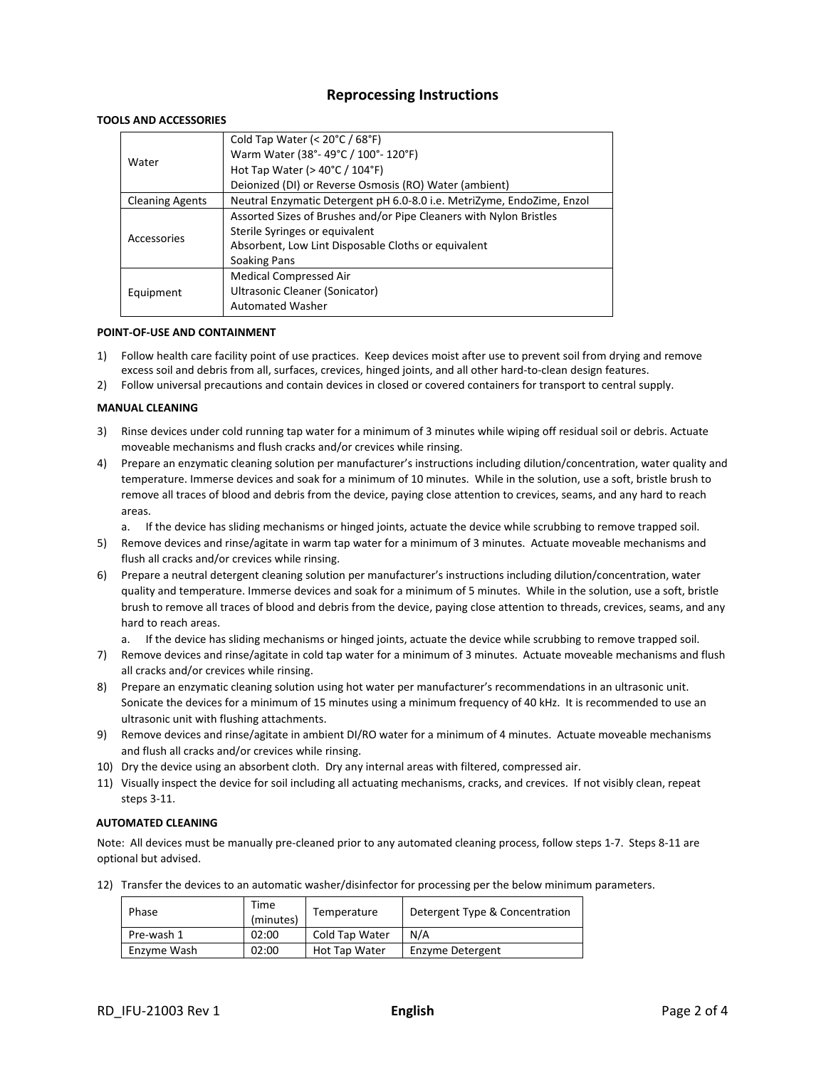## Reprocessing Instructions

**TOOLS AND ACCESSORIES**

| | |
|---|---|
| Water | Cold Tap Water (< 20°C / 68°F)<br>Warm Water (38°- 49°C / 100°- 120°F)<br>Hot Tap Water (> 40°C / 104°F)<br>Deionized (DI) or Reverse Osmosis (RO) Water (ambient) |
| Cleaning Agents | Neutral Enzymatic Detergent pH 6.0-8.0 i.e. MetriZyme, EndoZime, Enzol |
| Accessories | Assorted Sizes of Brushes and/or Pipe Cleaners with Nylon Bristles<br>Sterile Syringes or equivalent<br>Absorbent, Low Lint Disposable Cloths or equivalent<br>Soaking Pans |
| Equipment | Medical Compressed Air<br>Ultrasonic Cleaner (Sonicator)<br>Automated Washer |

**POINT-OF-USE AND CONTAINMENT**

1) Follow health care facility point of use practices. Keep devices moist after use to prevent soil from drying and remove excess soil and debris from all, surfaces, crevices, hinged joints, and all other hard-to-clean design features.
2) Follow universal precautions and contain devices in closed or covered containers for transport to central supply.

**MANUAL CLEANING**

3) Rinse devices under cold running tap water for a minimum of 3 minutes while wiping off residual soil or debris. Actuate moveable mechanisms and flush cracks and/or crevices while rinsing.
4) Prepare an enzymatic cleaning solution per manufacturer's instructions including dilution/concentration, water quality and temperature. Immerse devices and soak for a minimum of 10 minutes. While in the solution, use a soft, bristle brush to remove all traces of blood and debris from the device, paying close attention to crevices, seams, and any hard to reach areas.
   a. If the device has sliding mechanisms or hinged joints, actuate the device while scrubbing to remove trapped soil.
5) Remove devices and rinse/agitate in warm tap water for a minimum of 3 minutes. Actuate moveable mechanisms and flush all cracks and/or crevices while rinsing.
6) Prepare a neutral detergent cleaning solution per manufacturer's instructions including dilution/concentration, water quality and temperature. Immerse devices and soak for a minimum of 5 minutes. While in the solution, use a soft, bristle brush to remove all traces of blood and debris from the device, paying close attention to threads, crevices, seams, and any hard to reach areas.
   a. If the device has sliding mechanisms or hinged joints, actuate the device while scrubbing to remove trapped soil.
7) Remove devices and rinse/agitate in cold tap water for a minimum of 3 minutes. Actuate moveable mechanisms and flush all cracks and/or crevices while rinsing.
8) Prepare an enzymatic cleaning solution using hot water per manufacturer's recommendations in an ultrasonic unit. Sonicate the devices for a minimum of 15 minutes using a minimum frequency of 40 kHz. It is recommended to use an ultrasonic unit with flushing attachments.
9) Remove devices and rinse/agitate in ambient DI/RO water for a minimum of 4 minutes. Actuate moveable mechanisms and flush all cracks and/or crevices while rinsing.
10) Dry the device using an absorbent cloth. Dry any internal areas with filtered, compressed air.
11) Visually inspect the device for soil including all actuating mechanisms, cracks, and crevices. If not visibly clean, repeat steps 3-11.

**AUTOMATED CLEANING**

Note: All devices must be manually pre-cleaned prior to any automated cleaning process, follow steps 1-7. Steps 8-11 are optional but advised.

12) Transfer the devices to an automatic washer/disinfector for processing per the below minimum parameters.

| Phase | Time (minutes) | Temperature | Detergent Type & Concentration |
|---|---|---|---|
| Pre-wash 1 | 02:00 | Cold Tap Water | N/A |
| Enzyme Wash | 02:00 | Hot Tap Water | Enzyme Detergent |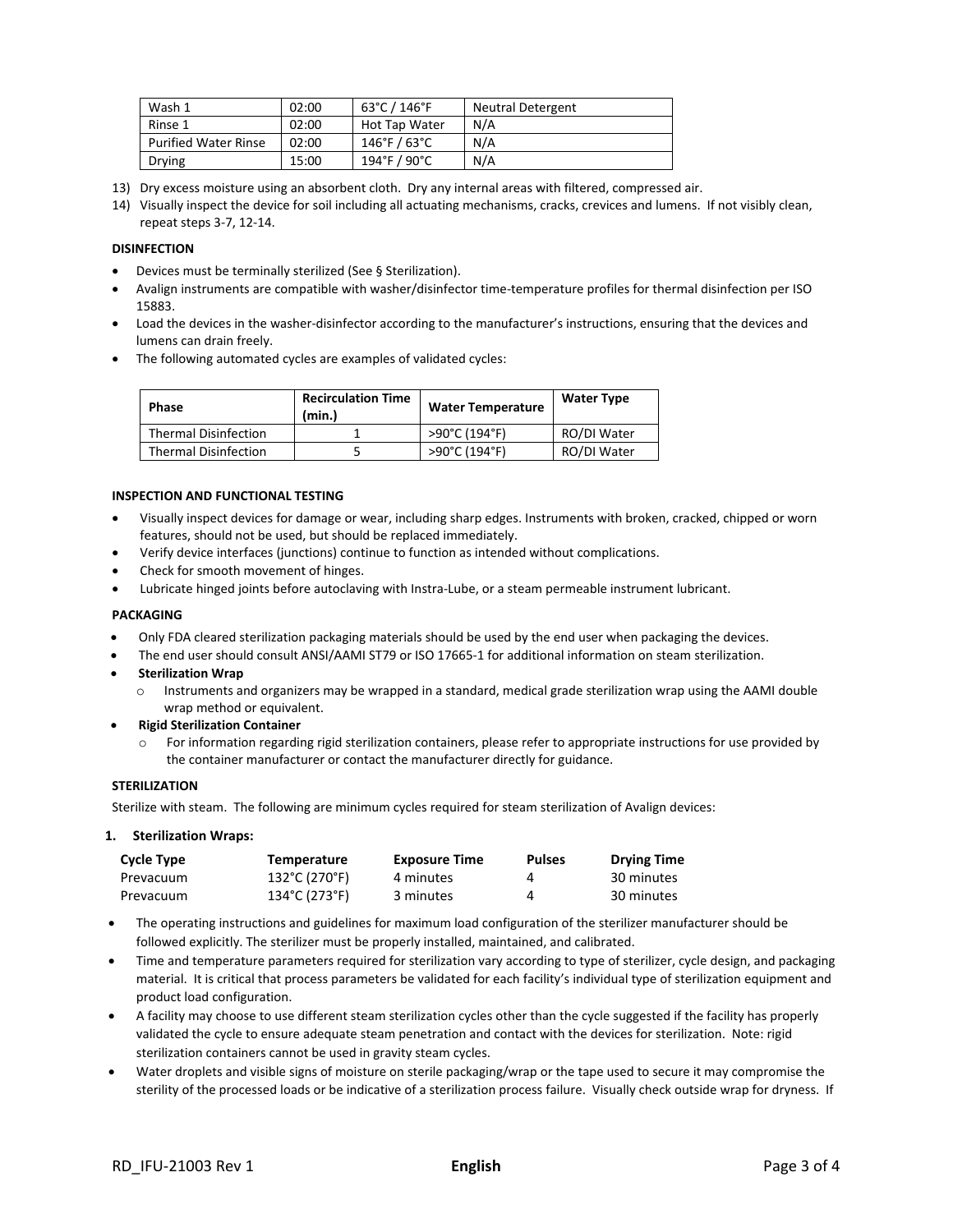| Wash 1 | 02:00 | 63°C / 146°F | Neutral Detergent |
|---|---|---|---|
| Rinse 1 | 02:00 | Hot Tap Water | N/A |
| Purified Water Rinse | 02:00 | 146°F / 63°C | N/A |
| Drying | 15:00 | 194°F / 90°C | N/A |

13) Dry excess moisture using an absorbent cloth. Dry any internal areas with filtered, compressed air.
14) Visually inspect the device for soil including all actuating mechanisms, cracks, crevices and lumens. If not visibly clean, repeat steps 3-7, 12-14.

**DISINFECTION**

- Devices must be terminally sterilized (See § Sterilization).
- Avalign instruments are compatible with washer/disinfector time-temperature profiles for thermal disinfection per ISO 15883.
- Load the devices in the washer-disinfector according to the manufacturer's instructions, ensuring that the devices and lumens can drain freely.
- The following automated cycles are examples of validated cycles:

| Phase | Recirculation Time (min.) | Water Temperature | Water Type |
|---|---|---|---|
| Thermal Disinfection | 1 | >90°C (194°F) | RO/DI Water |
| Thermal Disinfection | 5 | >90°C (194°F) | RO/DI Water |

**INSPECTION AND FUNCTIONAL TESTING**

- Visually inspect devices for damage or wear, including sharp edges. Instruments with broken, cracked, chipped or worn features, should not be used, but should be replaced immediately.
- Verify device interfaces (junctions) continue to function as intended without complications.
- Check for smooth movement of hinges.
- Lubricate hinged joints before autoclaving with Instra-Lube, or a steam permeable instrument lubricant.

**PACKAGING**

- Only FDA cleared sterilization packaging materials should be used by the end user when packaging the devices.
- The end user should consult ANSI/AAMI ST79 or ISO 17665-1 for additional information on steam sterilization.
- **Sterilization Wrap**
  - Instruments and organizers may be wrapped in a standard, medical grade sterilization wrap using the AAMI double wrap method or equivalent.
- **Rigid Sterilization Container**
  - For information regarding rigid sterilization containers, please refer to appropriate instructions for use provided by the container manufacturer or contact the manufacturer directly for guidance.

**STERILIZATION**

Sterilize with steam. The following are minimum cycles required for steam sterilization of Avalign devices:

**1. Sterilization Wraps:**

| Cycle Type | Temperature | Exposure Time | Pulses | Drying Time |
|---|---|---|---|---|
| Prevacuum | 132°C (270°F) | 4 minutes | 4 | 30 minutes |
| Prevacuum | 134°C (273°F) | 3 minutes | 4 | 30 minutes |

- The operating instructions and guidelines for maximum load configuration of the sterilizer manufacturer should be followed explicitly. The sterilizer must be properly installed, maintained, and calibrated.
- Time and temperature parameters required for sterilization vary according to type of sterilizer, cycle design, and packaging material. It is critical that process parameters be validated for each facility's individual type of sterilization equipment and product load configuration.
- A facility may choose to use different steam sterilization cycles other than the cycle suggested if the facility has properly validated the cycle to ensure adequate steam penetration and contact with the devices for sterilization. Note: rigid sterilization containers cannot be used in gravity steam cycles.
- Water droplets and visible signs of moisture on sterile packaging/wrap or the tape used to secure it may compromise the sterility of the processed loads or be indicative of a sterilization process failure. Visually check outside wrap for dryness. If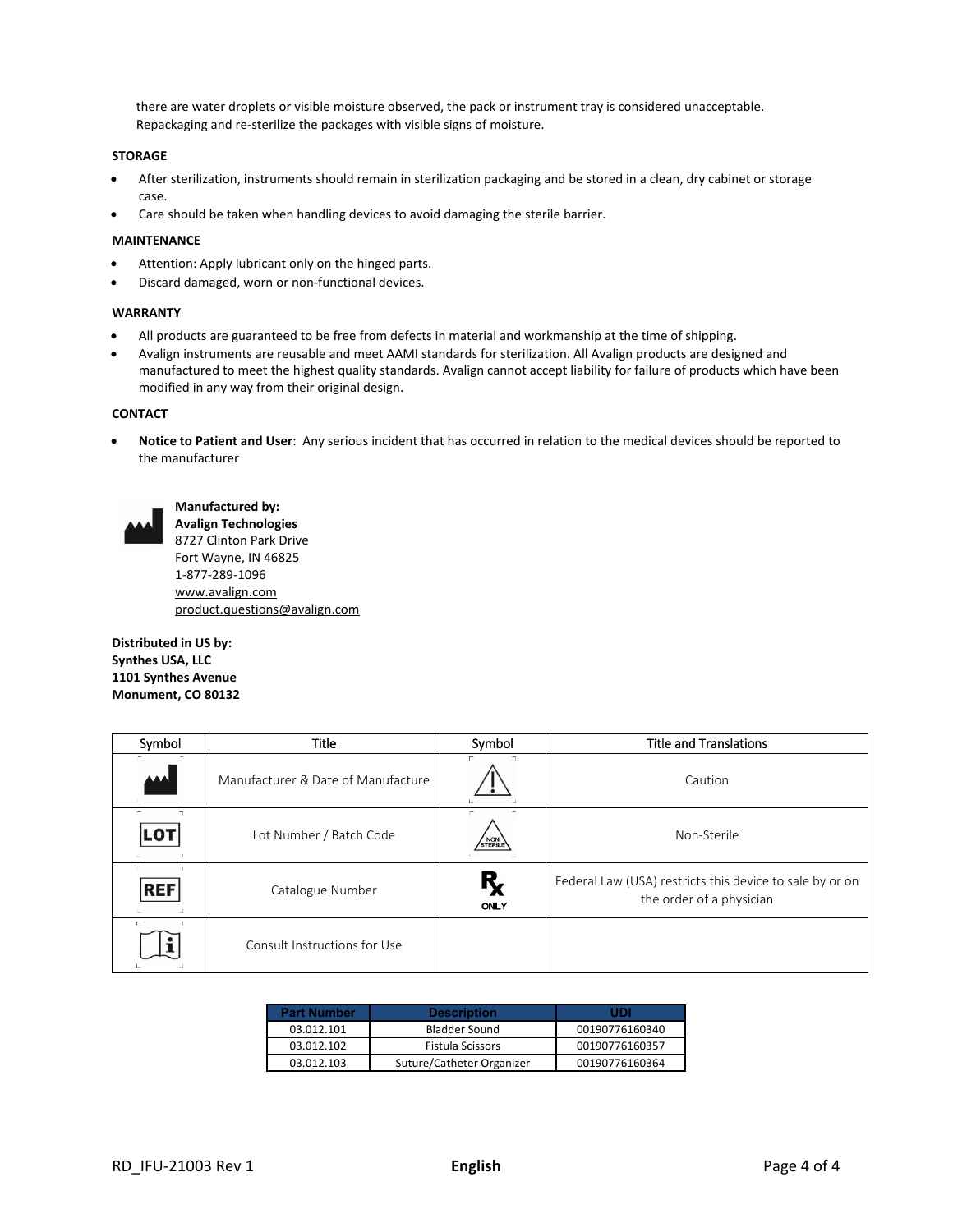there are water droplets or visible moisture observed, the pack or instrument tray is considered unacceptable. Repackaging and re-sterilize the packages with visible signs of moisture.

**STORAGE**

- After sterilization, instruments should remain in sterilization packaging and be stored in a clean, dry cabinet or storage case.
- Care should be taken when handling devices to avoid damaging the sterile barrier.

**MAINTENANCE**

- Attention: Apply lubricant only on the hinged parts.
- Discard damaged, worn or non-functional devices.

**WARRANTY**

- All products are guaranteed to be free from defects in material and workmanship at the time of shipping.
- Avalign instruments are reusable and meet AAMI standards for sterilization. All Avalign products are designed and manufactured to meet the highest quality standards. Avalign cannot accept liability for failure of products which have been modified in any way from their original design.

**CONTACT**

- **Notice to Patient and User**: Any serious incident that has occurred in relation to the medical devices should be reported to the manufacturer

**Manufactured by:**
**Avalign Technologies**
8727 Clinton Park Drive
Fort Wayne, IN 46825
1-877-289-1096
www.avalign.com
product.questions@avalign.com

**Distributed in US by:**
**Synthes USA, LLC**
**1101 Synthes Avenue**
**Monument, CO 80132**

| Symbol | Title | Symbol | Title and Translations |
|---|---|---|---|
| | Manufacturer & Date of Manufacture | | Caution |
| LOT | Lot Number / Batch Code | NON STERILE | Non-Sterile |
| REF | Catalogue Number | Rx ONLY | Federal Law (USA) restricts this device to sale by or on the order of a physician |
| | Consult Instructions for Use | | |

| Part Number | Description | UDI |
|---|---|---|
| 03.012.101 | Bladder Sound | 00190776160340 |
| 03.012.102 | Fistula Scissors | 00190776160357 |
| 03.012.103 | Suture/Catheter Organizer | 00190776160364 |